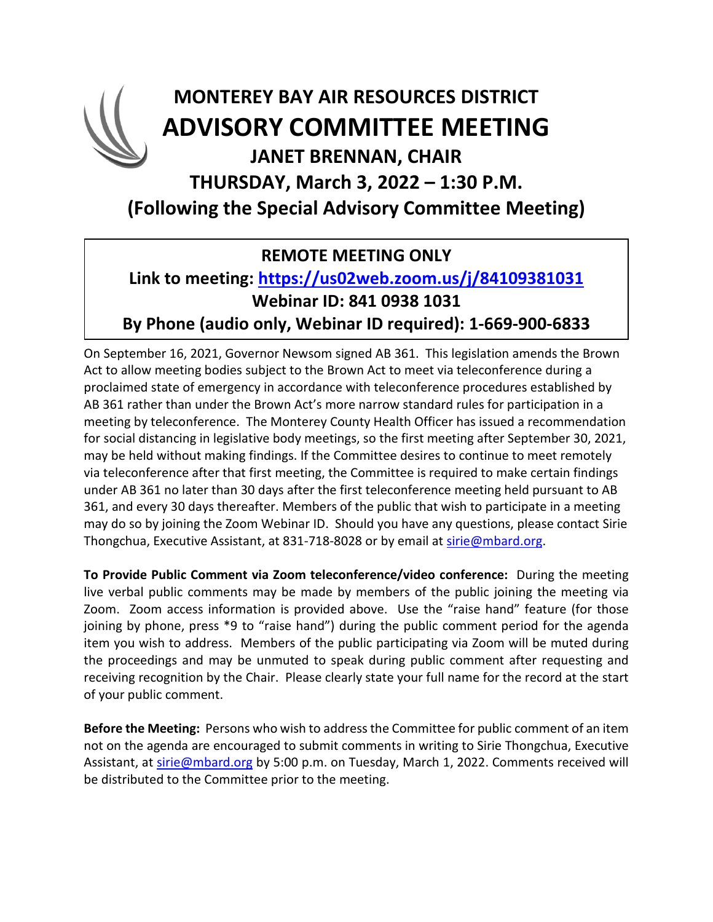# MONTEREY BAY AIR RESOURCES DISTRICT
# ADVISORY COMMITTEE MEETING
## JANET BRENNAN, CHAIR
## THURSDAY, March 3, 2022 – 1:30 P.M.
## (Following the Special Advisory Committee Meeting)

**REMOTE MEETING ONLY**

**Link to meeting: [https://us02web.zoom.us/j/84109381031](https://us02web.zoom.us/j/84109381031)**

**Webinar ID: 841 0938 1031**

**By Phone (audio only, Webinar ID required): 1-669-900-6833**

On September 16, 2021, Governor Newsom signed AB 361. This legislation amends the Brown Act to allow meeting bodies subject to the Brown Act to meet via teleconference during a proclaimed state of emergency in accordance with teleconference procedures established by AB 361 rather than under the Brown Act's more narrow standard rules for participation in a meeting by teleconference. The Monterey County Health Officer has issued a recommendation for social distancing in legislative body meetings, so the first meeting after September 30, 2021, may be held without making findings. If the Committee desires to continue to meet remotely via teleconference after that first meeting, the Committee is required to make certain findings under AB 361 no later than 30 days after the first teleconference meeting held pursuant to AB 361, and every 30 days thereafter. Members of the public that wish to participate in a meeting may do so by joining the Zoom Webinar ID. Should you have any questions, please contact Sirie Thongchua, Executive Assistant, at 831-718-8028 or by email at [sirie@mbard.org](mailto:sirie@mbard.org).

**To Provide Public Comment via Zoom teleconference/video conference:** During the meeting live verbal public comments may be made by members of the public joining the meeting via Zoom. Zoom access information is provided above. Use the "raise hand" feature (for those joining by phone, press *9 to "raise hand") during the public comment period for the agenda item you wish to address. Members of the public participating via Zoom will be muted during the proceedings and may be unmuted to speak during public comment after requesting and receiving recognition by the Chair. Please clearly state your full name for the record at the start of your public comment.

**Before the Meeting:** Persons who wish to address the Committee for public comment of an item not on the agenda are encouraged to submit comments in writing to Sirie Thongchua, Executive Assistant, at [sirie@mbard.org](mailto:sirie@mbard.org) by 5:00 p.m. on Tuesday, March 1, 2022. Comments received will be distributed to the Committee prior to the meeting.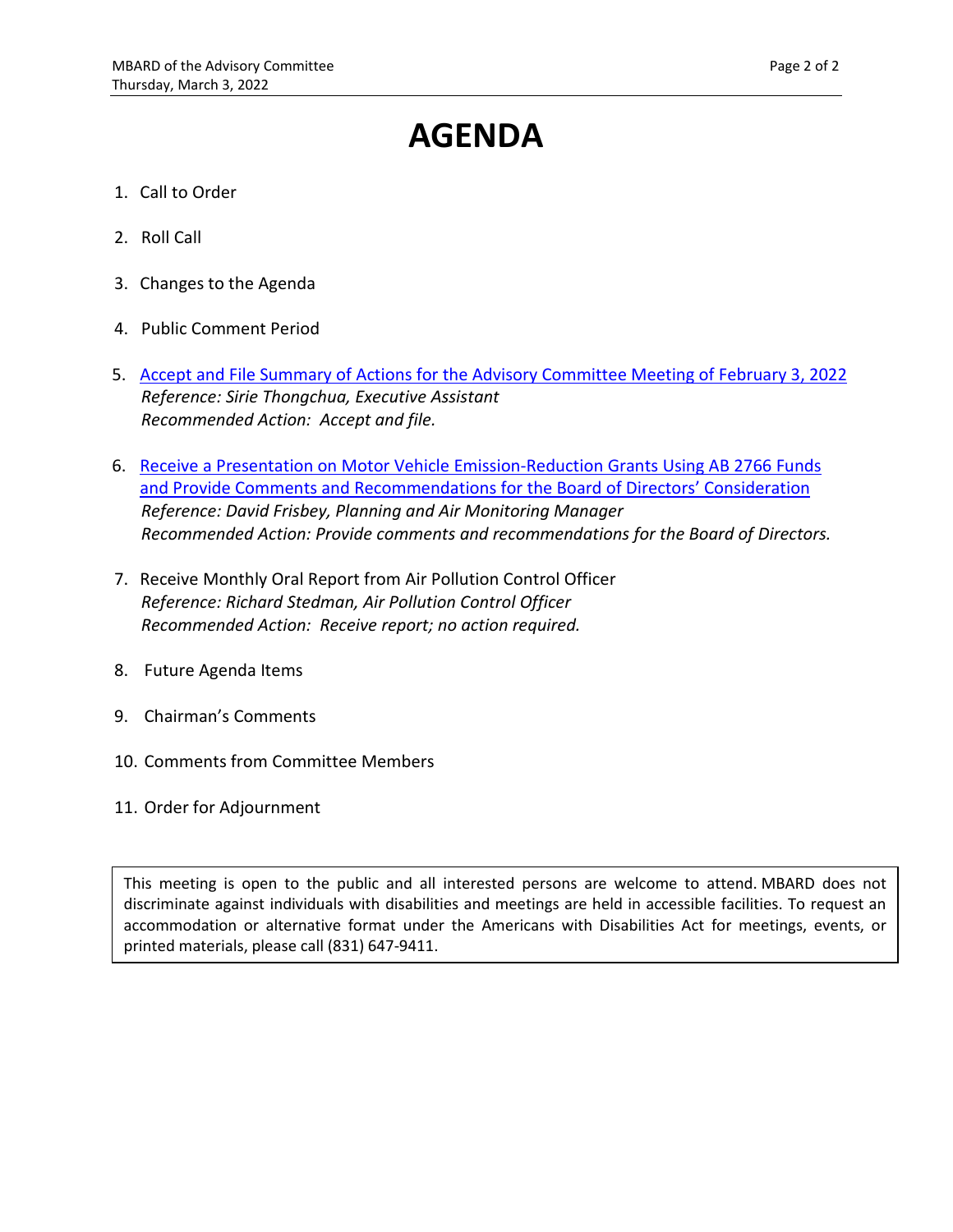# AGENDA

1. Call to Order

2. Roll Call

3. Changes to the Agenda

4. Public Comment Period

5. Accept and File Summary of Actions for the Advisory Committee Meeting of February 3, 2022
   *Reference: Sirie Thongchua, Executive Assistant*
   *Recommended Action: Accept and file.*

6. Receive a Presentation on Motor Vehicle Emission-Reduction Grants Using AB 2766 Funds and Provide Comments and Recommendations for the Board of Directors' Consideration
   *Reference: David Frisbey, Planning and Air Monitoring Manager*
   *Recommended Action: Provide comments and recommendations for the Board of Directors.*

7. Receive Monthly Oral Report from Air Pollution Control Officer
   *Reference: Richard Stedman, Air Pollution Control Officer*
   *Recommended Action: Receive report; no action required.*

8. Future Agenda Items

9. Chairman's Comments

10. Comments from Committee Members

11. Order for Adjournment

This meeting is open to the public and all interested persons are welcome to attend. MBARD does not discriminate against individuals with disabilities and meetings are held in accessible facilities. To request an accommodation or alternative format under the Americans with Disabilities Act for meetings, events, or printed materials, please call (831) 647-9411.